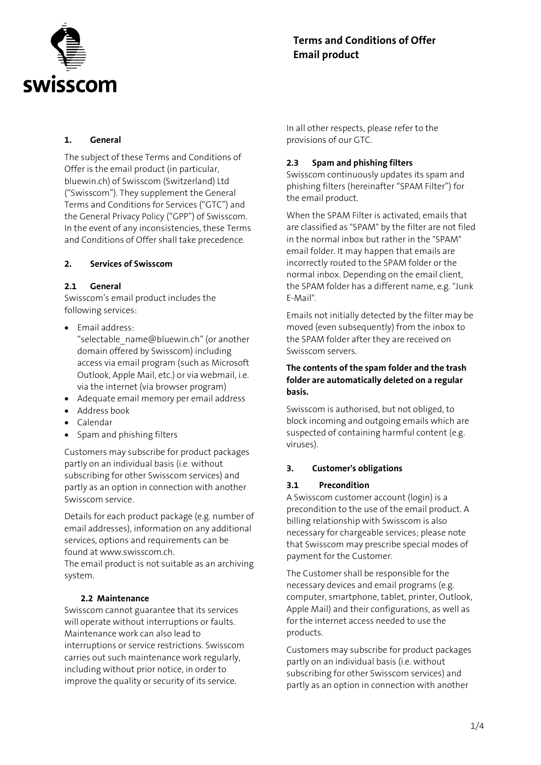# Terms and Conditions of Offer Email product

## 1. General

The subject of these Terms and Conditions of Offer is the email product (in particular, bluewin.ch) of Swisscom (Switzerland) Ltd ("Swisscom"). They supplement the General Terms and Conditions for Services ("GTC") and the General Privacy Policy ("GPP") of Swisscom. In the event of any inconsistencies, these Terms and Conditions of Offer shall take precedence.

## 2. Services of Swisscom

### 2.1 General

Swisscom's email product includes the following services:

- Email address: "selectable_name@bluewin.ch" (or another domain offered by Swisscom) including access via email program (such as Microsoft Outlook, Apple Mail, etc.) or via webmail, i.e. via the internet (via browser program)
- Adequate email memory per email address
- Address book
- Calendar
- Spam and phishing filters

Customers may subscribe for product packages partly on an individual basis (i.e. without subscribing for other Swisscom services) and partly as an option in connection with another Swisscom service.

Details for each product package (e.g. number of email addresses), information on any additional services, options and requirements can be found at www.swisscom.ch.
The email product is not suitable as an archiving system.

### 2.2 Maintenance

Swisscom cannot guarantee that its services will operate without interruptions or faults. Maintenance work can also lead to interruptions or service restrictions. Swisscom carries out such maintenance work regularly, including without prior notice, in order to improve the quality or security of its service.

In all other respects, please refer to the provisions of our GTC.

### 2.3 Spam and phishing filters

Swisscom continuously updates its spam and phishing filters (hereinafter "SPAM Filter") for the email product.

When the SPAM Filter is activated, emails that are classified as "SPAM" by the filter are not filed in the normal inbox but rather in the "SPAM" email folder. It may happen that emails are incorrectly routed to the SPAM folder or the normal inbox. Depending on the email client, the SPAM folder has a different name, e.g. "Junk E-Mail".

Emails not initially detected by the filter may be moved (even subsequently) from the inbox to the SPAM folder after they are received on Swisscom servers.

**The contents of the spam folder and the trash folder are automatically deleted on a regular basis.**

Swisscom is authorised, but not obliged, to block incoming and outgoing emails which are suspected of containing harmful content (e.g. viruses).

## 3. Customer's obligations

### 3.1 Precondition

A Swisscom customer account (login) is a precondition to the use of the email product. A billing relationship with Swisscom is also necessary for chargeable services; please note that Swisscom may prescribe special modes of payment for the Customer.

The Customer shall be responsible for the necessary devices and email programs (e.g. computer, smartphone, tablet, printer, Outlook, Apple Mail) and their configurations, as well as for the internet access needed to use the products.

Customers may subscribe for product packages partly on an individual basis (i.e. without subscribing for other Swisscom services) and partly as an option in connection with another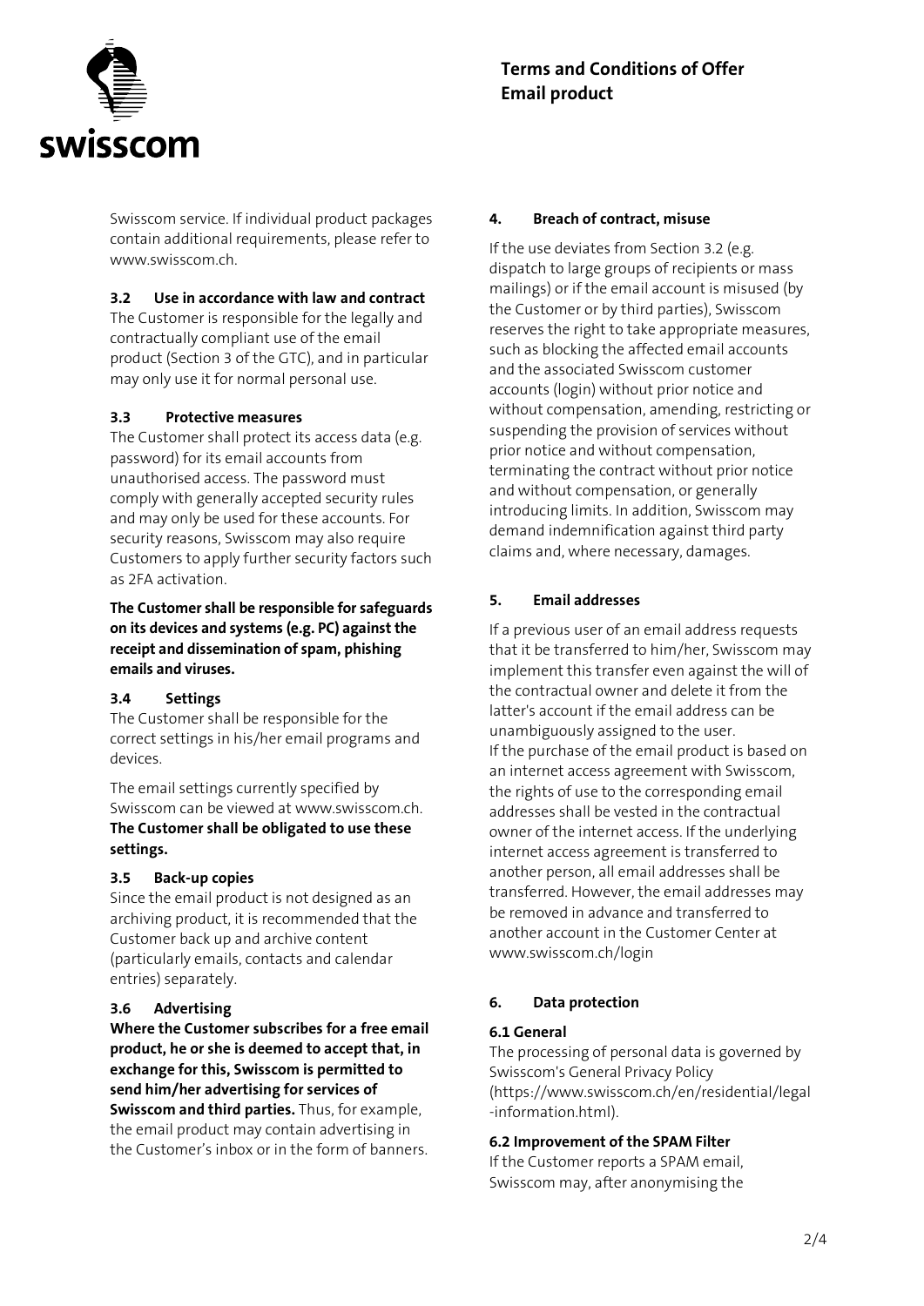Swisscom service. If individual product packages contain additional requirements, please refer to www.swisscom.ch.

### 3.2 Use in accordance with law and contract

The Customer is responsible for the legally and contractually compliant use of the email product (Section 3 of the GTC), and in particular may only use it for normal personal use.

### 3.3 Protective measures

The Customer shall protect its access data (e.g. password) for its email accounts from unauthorised access. The password must comply with generally accepted security rules and may only be used for these accounts. For security reasons, Swisscom may also require Customers to apply further security factors such as 2FA activation.

**The Customer shall be responsible for safeguards on its devices and systems (e.g. PC) against the receipt and dissemination of spam, phishing emails and viruses.**

### 3.4 Settings

The Customer shall be responsible for the correct settings in his/her email programs and devices.

The email settings currently specified by Swisscom can be viewed at www.swisscom.ch. **The Customer shall be obligated to use these settings.**

### 3.5 Back-up copies

Since the email product is not designed as an archiving product, it is recommended that the Customer back up and archive content (particularly emails, contacts and calendar entries) separately.

### 3.6 Advertising

**Where the Customer subscribes for a free email product, he or she is deemed to accept that, in exchange for this, Swisscom is permitted to send him/her advertising for services of Swisscom and third parties.** Thus, for example, the email product may contain advertising in the Customer's inbox or in the form of banners.

## 4. Breach of contract, misuse

If the use deviates from Section 3.2 (e.g. dispatch to large groups of recipients or mass mailings) or if the email account is misused (by the Customer or by third parties), Swisscom reserves the right to take appropriate measures, such as blocking the affected email accounts and the associated Swisscom customer accounts (login) without prior notice and without compensation, amending, restricting or suspending the provision of services without prior notice and without compensation, terminating the contract without prior notice and without compensation, or generally introducing limits. In addition, Swisscom may demand indemnification against third party claims and, where necessary, damages.

## 5. Email addresses

If a previous user of an email address requests that it be transferred to him/her, Swisscom may implement this transfer even against the will of the contractual owner and delete it from the latter's account if the email address can be unambiguously assigned to the user.
If the purchase of the email product is based on an internet access agreement with Swisscom, the rights of use to the corresponding email addresses shall be vested in the contractual owner of the internet access. If the underlying internet access agreement is transferred to another person, all email addresses shall be transferred. However, the email addresses may be removed in advance and transferred to another account in the Customer Center at www.swisscom.ch/login

## 6. Data protection

### 6.1 General

The processing of personal data is governed by Swisscom's General Privacy Policy (https://www.swisscom.ch/en/residential/legal-information.html).

### 6.2 Improvement of the SPAM Filter

If the Customer reports a SPAM email, Swisscom may, after anonymising the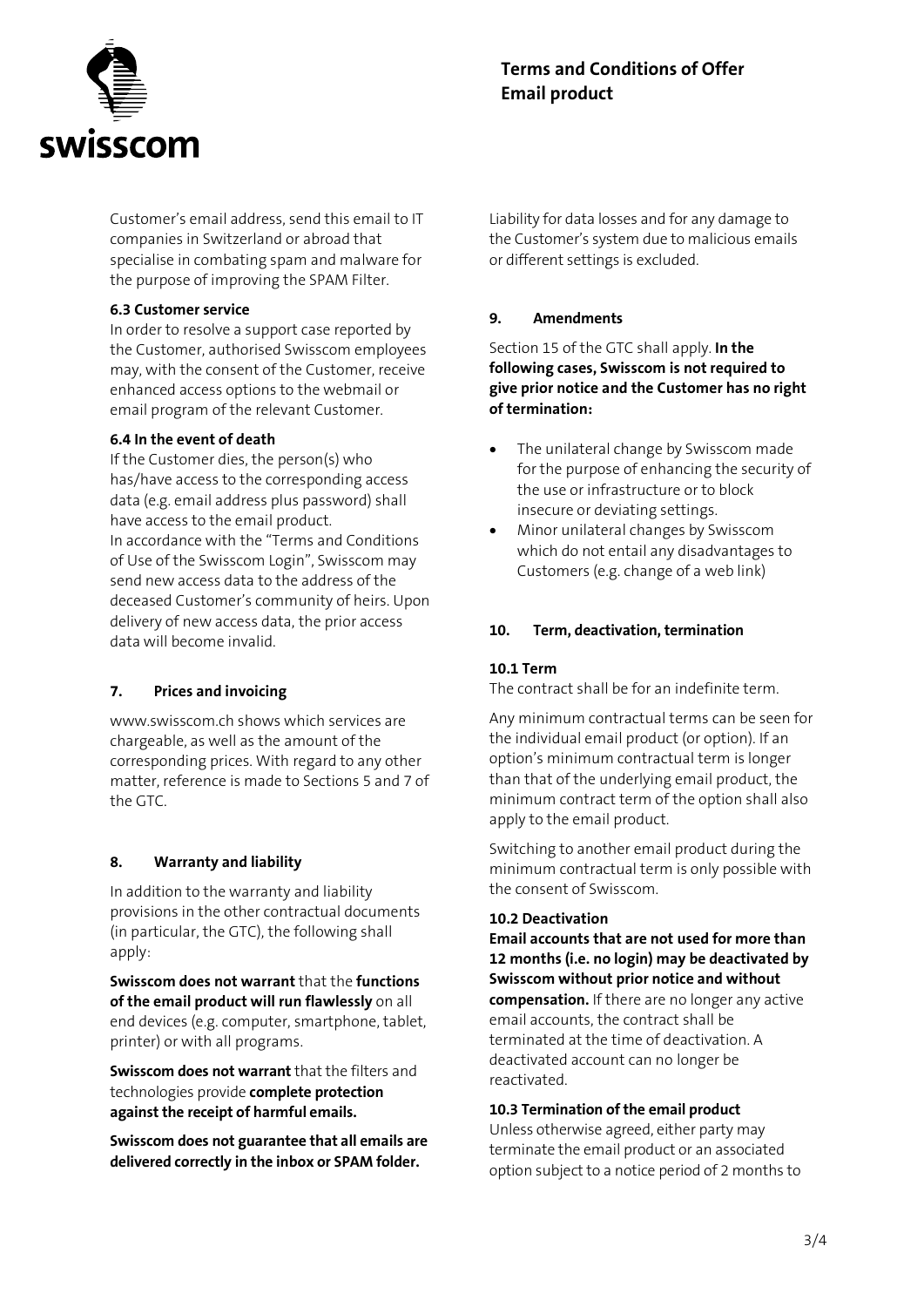Customer's email address, send this email to IT companies in Switzerland or abroad that specialise in combating spam and malware for the purpose of improving the SPAM Filter.

**6.3 Customer service**

In order to resolve a support case reported by the Customer, authorised Swisscom employees may, with the consent of the Customer, receive enhanced access options to the webmail or email program of the relevant Customer.

**6.4 In the event of death**

If the Customer dies, the person(s) who has/have access to the corresponding access data (e.g. email address plus password) shall have access to the email product.
In accordance with the "Terms and Conditions of Use of the Swisscom Login", Swisscom may send new access data to the address of the deceased Customer's community of heirs. Upon delivery of new access data, the prior access data will become invalid.

## 7. Prices and invoicing

www.swisscom.ch shows which services are chargeable, as well as the amount of the corresponding prices. With regard to any other matter, reference is made to Sections 5 and 7 of the GTC.

## 8. Warranty and liability

In addition to the warranty and liability provisions in the other contractual documents (in particular, the GTC), the following shall apply:

**Swisscom does not warrant** that the **functions of the email product will run flawlessly** on all end devices (e.g. computer, smartphone, tablet, printer) or with all programs.

**Swisscom does not warrant** that the filters and technologies provide **complete protection against the receipt of harmful emails.**

**Swisscom does not guarantee that all emails are delivered correctly in the inbox or SPAM folder.**

Liability for data losses and for any damage to the Customer's system due to malicious emails or different settings is excluded.

## 9. Amendments

Section 15 of the GTC shall apply. **In the following cases, Swisscom is not required to give prior notice and the Customer has no right of termination:**

- The unilateral change by Swisscom made for the purpose of enhancing the security of the use or infrastructure or to block insecure or deviating settings.
- Minor unilateral changes by Swisscom which do not entail any disadvantages to Customers (e.g. change of a web link)

## 10. Term, deactivation, termination

**10.1 Term**

The contract shall be for an indefinite term.

Any minimum contractual terms can be seen for the individual email product (or option). If an option's minimum contractual term is longer than that of the underlying email product, the minimum contract term of the option shall also apply to the email product.

Switching to another email product during the minimum contractual term is only possible with the consent of Swisscom.

**10.2 Deactivation**

**Email accounts that are not used for more than 12 months (i.e. no login) may be deactivated by Swisscom without prior notice and without compensation.** If there are no longer any active email accounts, the contract shall be terminated at the time of deactivation. A deactivated account can no longer be reactivated.

**10.3 Termination of the email product**

Unless otherwise agreed, either party may terminate the email product or an associated option subject to a notice period of 2 months to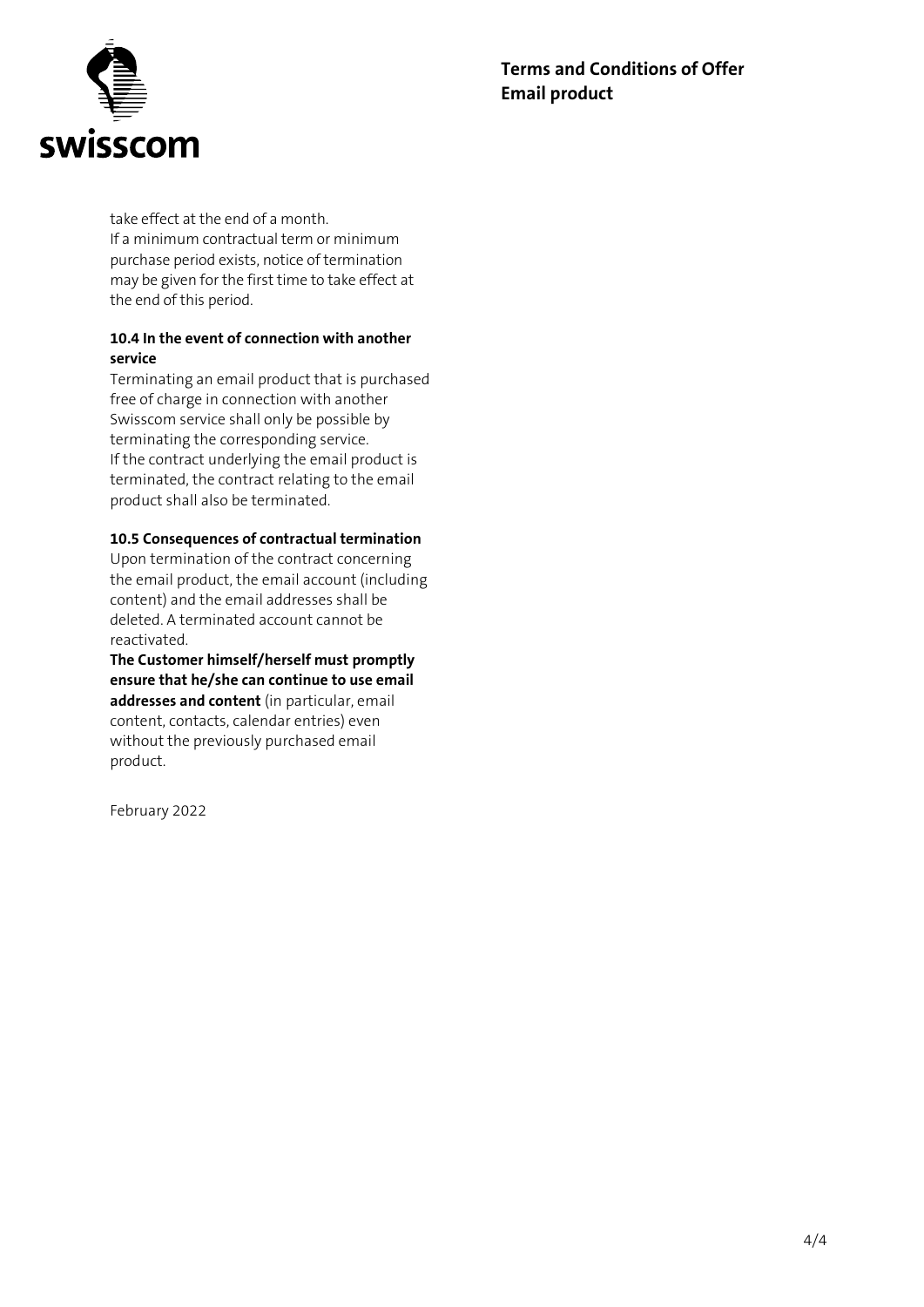take effect at the end of a month.
If a minimum contractual term or minimum purchase period exists, notice of termination may be given for the first time to take effect at the end of this period.

### 10.4 In the event of connection with another service

Terminating an email product that is purchased free of charge in connection with another Swisscom service shall only be possible by terminating the corresponding service.
If the contract underlying the email product is terminated, the contract relating to the email product shall also be terminated.

### 10.5 Consequences of contractual termination

Upon termination of the contract concerning the email product, the email account (including content) and the email addresses shall be deleted. A terminated account cannot be reactivated.
**The Customer himself/herself must promptly ensure that he/she can continue to use email addresses and content** (in particular, email content, contacts, calendar entries) even without the previously purchased email product.

February 2022